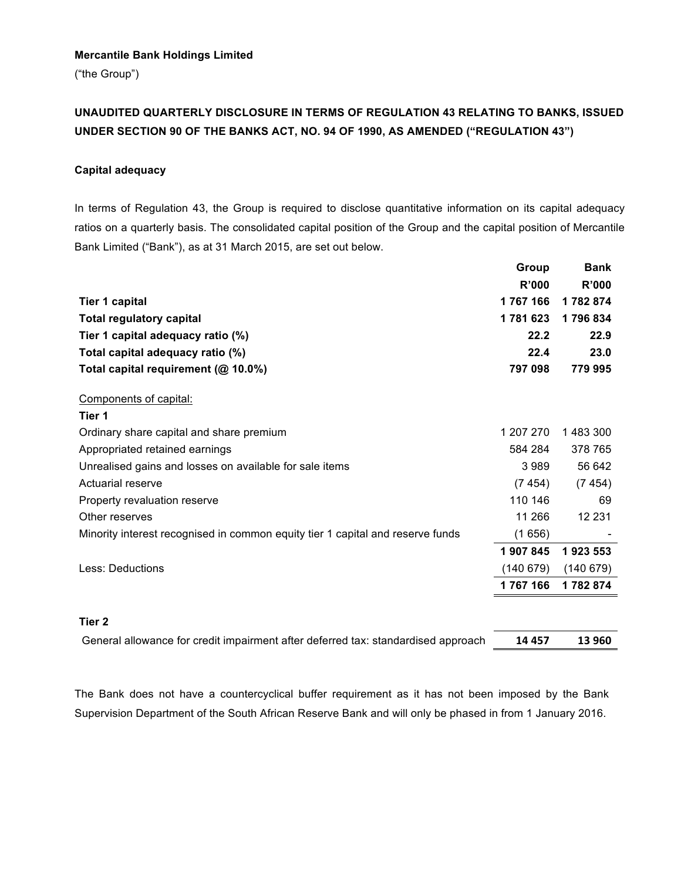**Mercantile Bank Holdings Limited**

("the Group")

**UNAUDITED QUARTERLY DISCLOSURE IN TERMS OF REGULATION 43 RELATING TO BANKS, ISSUED UNDER SECTION 90 OF THE BANKS ACT, NO. 94 OF 1990, AS AMENDED ("REGULATION 43")**

**Capital adequacy**

In terms of Regulation 43, the Group is required to disclose quantitative information on its capital adequacy ratios on a quarterly basis. The consolidated capital position of the Group and the capital position of Mercantile Bank Limited ("Bank"), as at 31 March 2015, are set out below.

| | Group | Bank |
|---|---|---|
| | R'000 | R'000 |
| **Tier 1 capital** | **1 767 166** | **1 782 874** |
| **Total regulatory capital** | **1 781 623** | **1 796 834** |
| **Tier 1 capital adequacy ratio (%)** | **22.2** | **22.9** |
| **Total capital adequacy ratio (%)** | **22.4** | **23.0** |
| **Total capital requirement (@ 10.0%)** | **797 098** | **779 995** |
| Components of capital: | | |
| **Tier 1** | | |
| Ordinary share capital and share premium | 1 207 270 | 1 483 300 |
| Appropriated retained earnings | 584 284 | 378 765 |
| Unrealised gains and losses on available for sale items | 3 989 | 56 642 |
| Actuarial reserve | (7 454) | (7 454) |
| Property revaluation reserve | 110 146 | 69 |
| Other reserves | 11 266 | 12 231 |
| Minority interest recognised in common equity tier 1 capital and reserve funds | (1 656) | - |
| | **1 907 845** | **1 923 553** |
| Less: Deductions | (140 679) | (140 679) |
| | **1 767 166** | **1 782 874** |
| **Tier 2** | | |
| General allowance for credit impairment after deferred tax: standardised approach | **14 457** | **13 960** |

The Bank does not have a countercyclical buffer requirement as it has not been imposed by the Bank Supervision Department of the South African Reserve Bank and will only be phased in from 1 January 2016.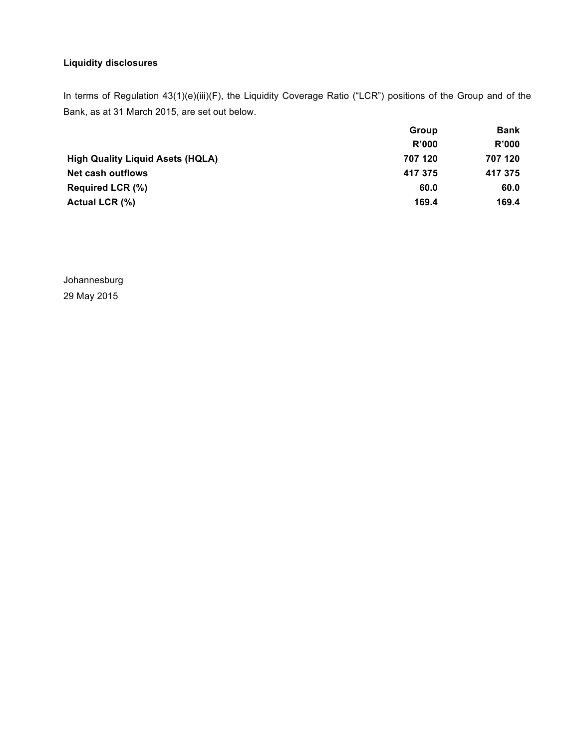**Liquidity disclosures**

In terms of Regulation 43(1)(e)(iii)(F), the Liquidity Coverage Ratio ("LCR") positions of the Group and of the Bank, as at 31 March 2015, are set out below.

| | Group | Bank |
|---|---|---|
| | R'000 | R'000 |
| **High Quality Liquid Asets (HQLA)** | **707 120** | **707 120** |
| **Net cash outflows** | **417 375** | **417 375** |
| **Required LCR (%)** | **60.0** | **60.0** |
| **Actual LCR (%)** | **169.4** | **169.4** |

Johannesburg
29 May 2015